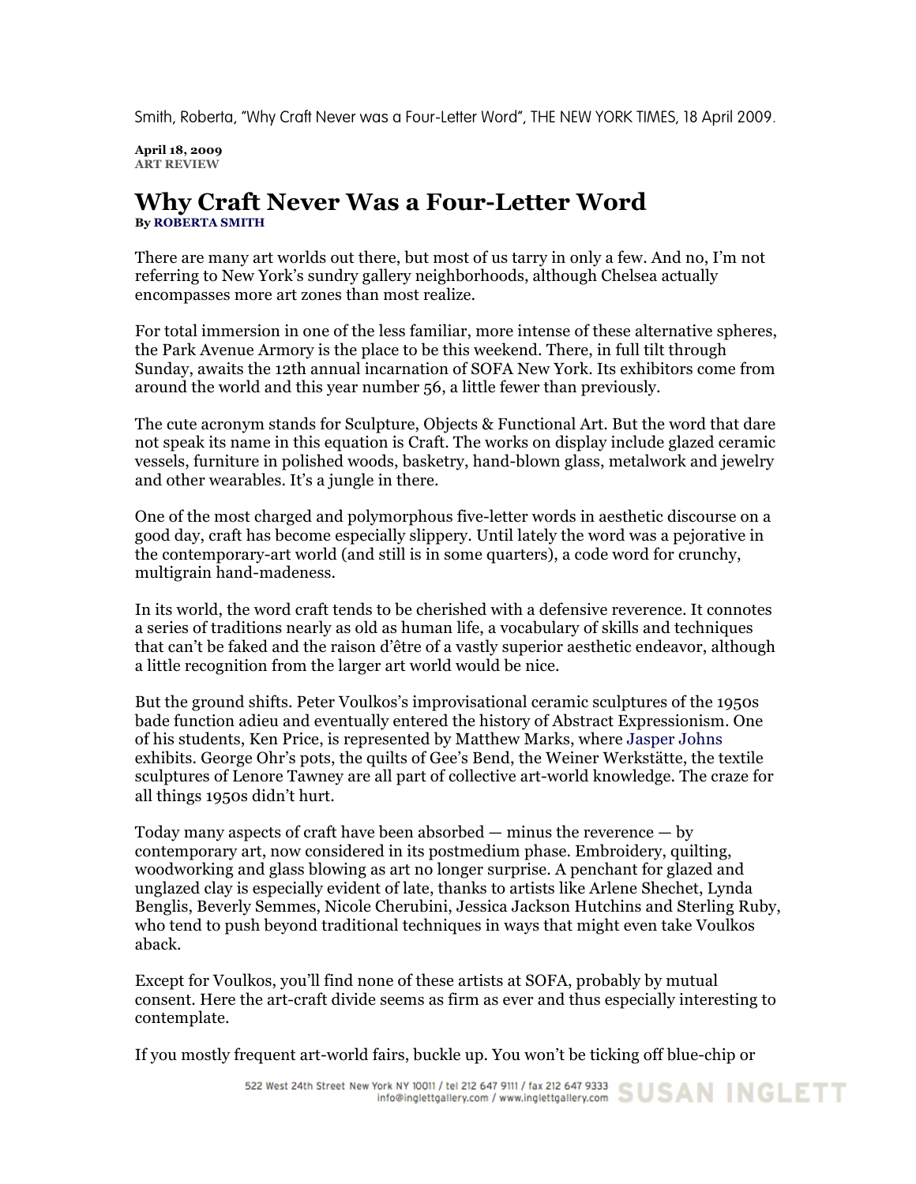Smith, Roberta, "Why Craft Never was a Four-Letter Word", THE NEW YORK TIMES, 18 April 2009.

**April 18, 2009**
**ART REVIEW**

# Why Craft Never Was a Four-Letter Word

**By ROBERTA SMITH**

There are many art worlds out there, but most of us tarry in only a few. And no, I'm not referring to New York's sundry gallery neighborhoods, although Chelsea actually encompasses more art zones than most realize.

For total immersion in one of the less familiar, more intense of these alternative spheres, the Park Avenue Armory is the place to be this weekend. There, in full tilt through Sunday, awaits the 12th annual incarnation of SOFA New York. Its exhibitors come from around the world and this year number 56, a little fewer than previously.

The cute acronym stands for Sculpture, Objects & Functional Art. But the word that dare not speak its name in this equation is Craft. The works on display include glazed ceramic vessels, furniture in polished woods, basketry, hand-blown glass, metalwork and jewelry and other wearables. It's a jungle in there.

One of the most charged and polymorphous five-letter words in aesthetic discourse on a good day, craft has become especially slippery. Until lately the word was a pejorative in the contemporary-art world (and still is in some quarters), a code word for crunchy, multigrain hand-madeness.

In its world, the word craft tends to be cherished with a defensive reverence. It connotes a series of traditions nearly as old as human life, a vocabulary of skills and techniques that can't be faked and the raison d'être of a vastly superior aesthetic endeavor, although a little recognition from the larger art world would be nice.

But the ground shifts. Peter Voulkos's improvisational ceramic sculptures of the 1950s bade function adieu and eventually entered the history of Abstract Expressionism. One of his students, Ken Price, is represented by Matthew Marks, where Jasper Johns exhibits. George Ohr's pots, the quilts of Gee's Bend, the Weiner Werkstätte, the textile sculptures of Lenore Tawney are all part of collective art-world knowledge. The craze for all things 1950s didn't hurt.

Today many aspects of craft have been absorbed — minus the reverence — by contemporary art, now considered in its postmedium phase. Embroidery, quilting, woodworking and glass blowing as art no longer surprise. A penchant for glazed and unglazed clay is especially evident of late, thanks to artists like Arlene Shechet, Lynda Benglis, Beverly Semmes, Nicole Cherubini, Jessica Jackson Hutchins and Sterling Ruby, who tend to push beyond traditional techniques in ways that might even take Voulkos aback.

Except for Voulkos, you'll find none of these artists at SOFA, probably by mutual consent. Here the art-craft divide seems as firm as ever and thus especially interesting to contemplate.

If you mostly frequent art-world fairs, buckle up. You won't be ticking off blue-chip or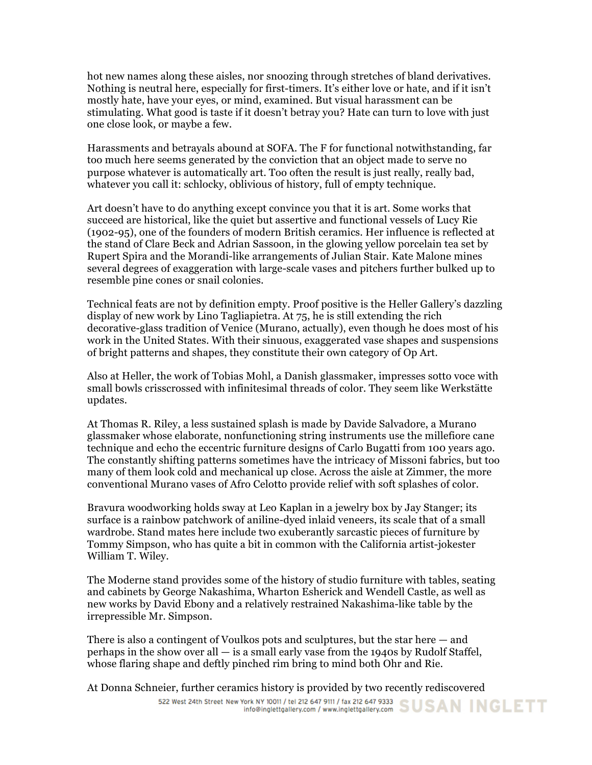hot new names along these aisles, nor snoozing through stretches of bland derivatives. Nothing is neutral here, especially for first-timers. It's either love or hate, and if it isn't mostly hate, have your eyes, or mind, examined. But visual harassment can be stimulating. What good is taste if it doesn't betray you? Hate can turn to love with just one close look, or maybe a few.

Harassments and betrayals abound at SOFA. The F for functional notwithstanding, far too much here seems generated by the conviction that an object made to serve no purpose whatever is automatically art. Too often the result is just really, really bad, whatever you call it: schlocky, oblivious of history, full of empty technique.

Art doesn't have to do anything except convince you that it is art. Some works that succeed are historical, like the quiet but assertive and functional vessels of Lucy Rie (1902-95), one of the founders of modern British ceramics. Her influence is reflected at the stand of Clare Beck and Adrian Sassoon, in the glowing yellow porcelain tea set by Rupert Spira and the Morandi-like arrangements of Julian Stair. Kate Malone mines several degrees of exaggeration with large-scale vases and pitchers further bulked up to resemble pine cones or snail colonies.

Technical feats are not by definition empty. Proof positive is the Heller Gallery's dazzling display of new work by Lino Tagliapietra. At 75, he is still extending the rich decorative-glass tradition of Venice (Murano, actually), even though he does most of his work in the United States. With their sinuous, exaggerated vase shapes and suspensions of bright patterns and shapes, they constitute their own category of Op Art.

Also at Heller, the work of Tobias Mohl, a Danish glassmaker, impresses sotto voce with small bowls crisscrossed with infinitesimal threads of color. They seem like Werkstätte updates.

At Thomas R. Riley, a less sustained splash is made by Davide Salvadore, a Murano glassmaker whose elaborate, nonfunctioning string instruments use the millefiore cane technique and echo the eccentric furniture designs of Carlo Bugatti from 100 years ago. The constantly shifting patterns sometimes have the intricacy of Missoni fabrics, but too many of them look cold and mechanical up close. Across the aisle at Zimmer, the more conventional Murano vases of Afro Celotto provide relief with soft splashes of color.

Bravura woodworking holds sway at Leo Kaplan in a jewelry box by Jay Stanger; its surface is a rainbow patchwork of aniline-dyed inlaid veneers, its scale that of a small wardrobe. Stand mates here include two exuberantly sarcastic pieces of furniture by Tommy Simpson, who has quite a bit in common with the California artist-jokester William T. Wiley.

The Moderne stand provides some of the history of studio furniture with tables, seating and cabinets by George Nakashima, Wharton Esherick and Wendell Castle, as well as new works by David Ebony and a relatively restrained Nakashima-like table by the irrepressible Mr. Simpson.

There is also a contingent of Voulkos pots and sculptures, but the star here — and perhaps in the show over all — is a small early vase from the 1940s by Rudolf Staffel, whose flaring shape and deftly pinched rim bring to mind both Ohr and Rie.

At Donna Schneier, further ceramics history is provided by two recently rediscovered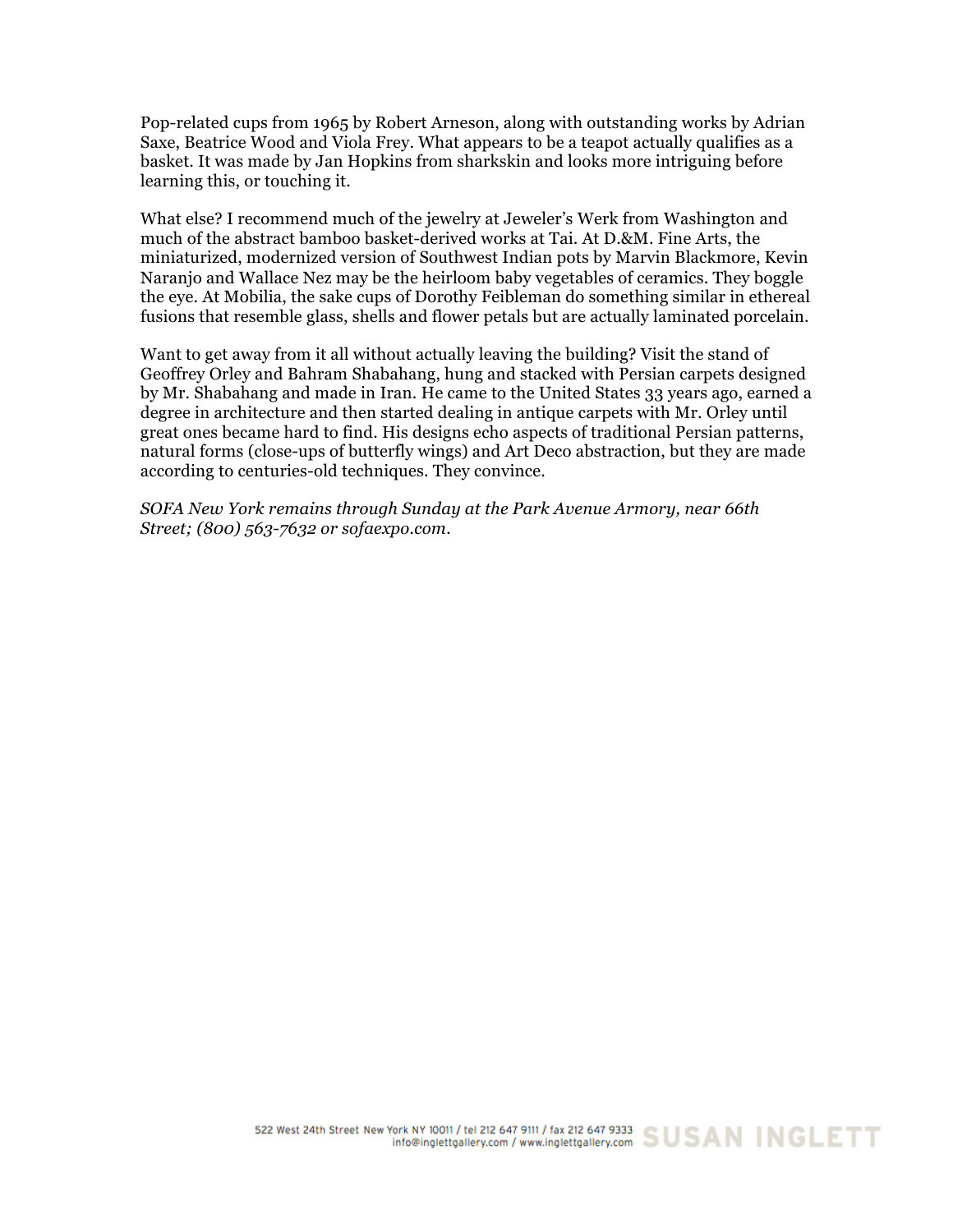Pop-related cups from 1965 by Robert Arneson, along with outstanding works by Adrian Saxe, Beatrice Wood and Viola Frey. What appears to be a teapot actually qualifies as a basket. It was made by Jan Hopkins from sharkskin and looks more intriguing before learning this, or touching it.

What else? I recommend much of the jewelry at Jeweler's Werk from Washington and much of the abstract bamboo basket-derived works at Tai. At D.&M. Fine Arts, the miniaturized, modernized version of Southwest Indian pots by Marvin Blackmore, Kevin Naranjo and Wallace Nez may be the heirloom baby vegetables of ceramics. They boggle the eye. At Mobilia, the sake cups of Dorothy Feibleman do something similar in ethereal fusions that resemble glass, shells and flower petals but are actually laminated porcelain.

Want to get away from it all without actually leaving the building? Visit the stand of Geoffrey Orley and Bahram Shabahang, hung and stacked with Persian carpets designed by Mr. Shabahang and made in Iran. He came to the United States 33 years ago, earned a degree in architecture and then started dealing in antique carpets with Mr. Orley until great ones became hard to find. His designs echo aspects of traditional Persian patterns, natural forms (close-ups of butterfly wings) and Art Deco abstraction, but they are made according to centuries-old techniques. They convince.

*SOFA New York remains through Sunday at the Park Avenue Armory, near 66th Street; (800) 563-7632 or sofaexpo.com.*